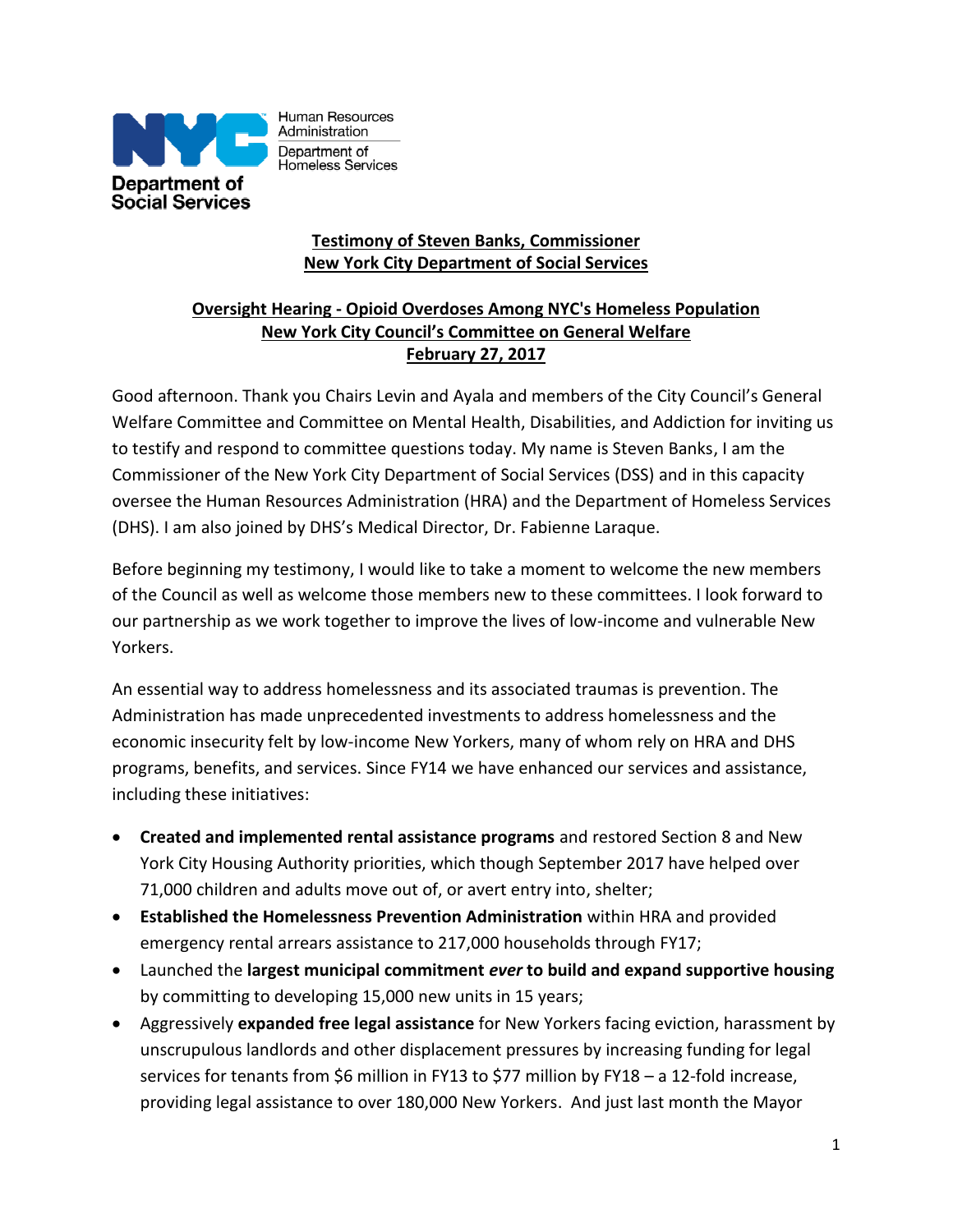Human Resources Administration
Department of Homeless Services

Department of Social Services

**Testimony of Steven Banks, Commissioner**
**New York City Department of Social Services**

**Oversight Hearing - Opioid Overdoses Among NYC's Homeless Population**
**New York City Council's Committee on General Welfare**
**February 27, 2017**

Good afternoon. Thank you Chairs Levin and Ayala and members of the City Council's General Welfare Committee and Committee on Mental Health, Disabilities, and Addiction for inviting us to testify and respond to committee questions today. My name is Steven Banks, I am the Commissioner of the New York City Department of Social Services (DSS) and in this capacity oversee the Human Resources Administration (HRA) and the Department of Homeless Services (DHS). I am also joined by DHS's Medical Director, Dr. Fabienne Laraque.

Before beginning my testimony, I would like to take a moment to welcome the new members of the Council as well as welcome those members new to these committees. I look forward to our partnership as we work together to improve the lives of low-income and vulnerable New Yorkers.

An essential way to address homelessness and its associated traumas is prevention. The Administration has made unprecedented investments to address homelessness and the economic insecurity felt by low-income New Yorkers, many of whom rely on HRA and DHS programs, benefits, and services. Since FY14 we have enhanced our services and assistance, including these initiatives:

- **Created and implemented rental assistance programs** and restored Section 8 and New York City Housing Authority priorities, which though September 2017 have helped over 71,000 children and adults move out of, or avert entry into, shelter;
- **Established the Homelessness Prevention Administration** within HRA and provided emergency rental arrears assistance to 217,000 households through FY17;
- Launched the **largest municipal commitment *ever* to build and expand supportive housing** by committing to developing 15,000 new units in 15 years;
- Aggressively **expanded free legal assistance** for New Yorkers facing eviction, harassment by unscrupulous landlords and other displacement pressures by increasing funding for legal services for tenants from $6 million in FY13 to $77 million by FY18 – a 12-fold increase, providing legal assistance to over 180,000 New Yorkers. And just last month the Mayor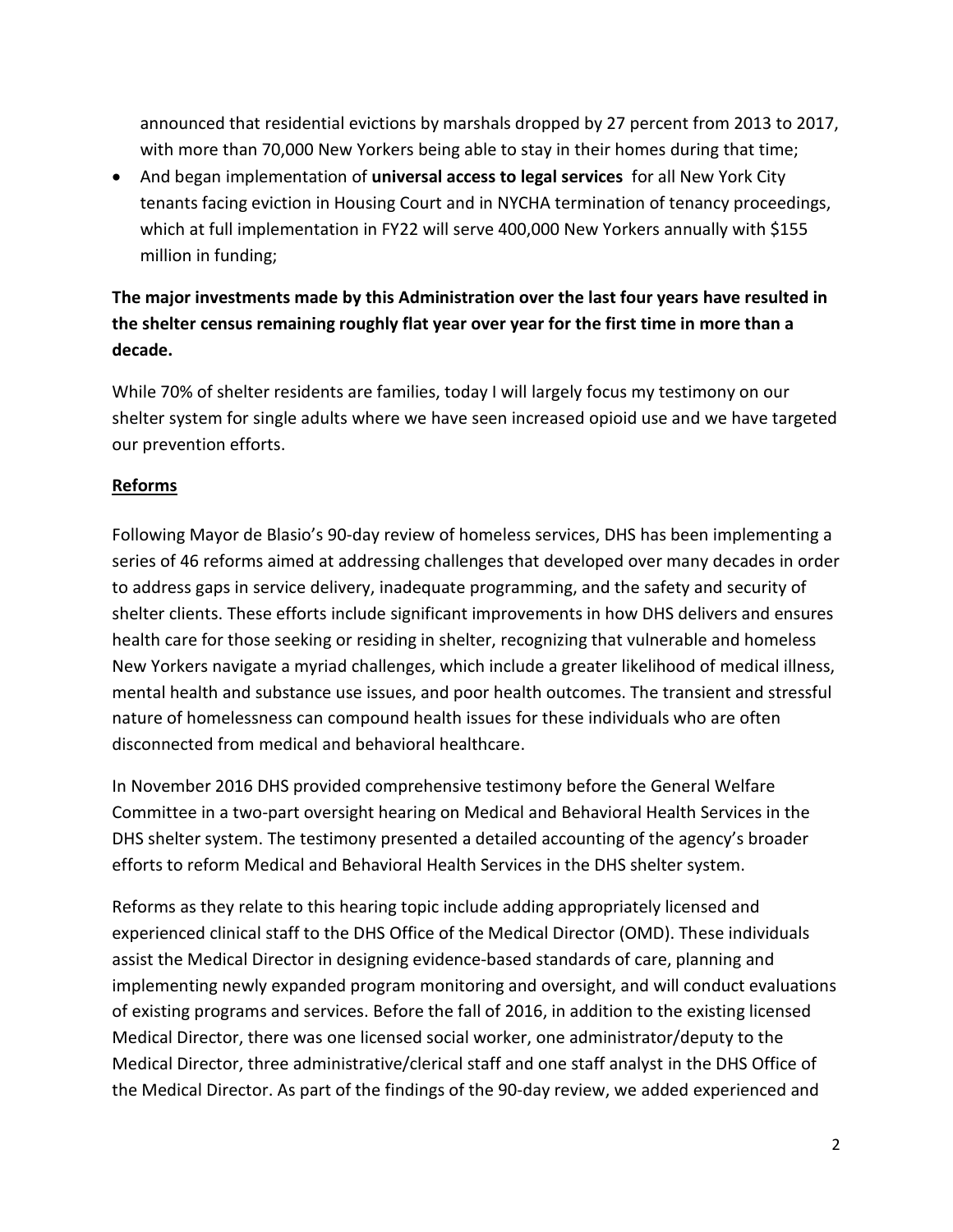announced that residential evictions by marshals dropped by 27 percent from 2013 to 2017, with more than 70,000 New Yorkers being able to stay in their homes during that time;

- And began implementation of **universal access to legal services** for all New York City tenants facing eviction in Housing Court and in NYCHA termination of tenancy proceedings, which at full implementation in FY22 will serve 400,000 New Yorkers annually with $155 million in funding;

**The major investments made by this Administration over the last four years have resulted in the shelter census remaining roughly flat year over year for the first time in more than a decade.**

While 70% of shelter residents are families, today I will largely focus my testimony on our shelter system for single adults where we have seen increased opioid use and we have targeted our prevention efforts.

**Reforms**

Following Mayor de Blasio's 90-day review of homeless services, DHS has been implementing a series of 46 reforms aimed at addressing challenges that developed over many decades in order to address gaps in service delivery, inadequate programming, and the safety and security of shelter clients. These efforts include significant improvements in how DHS delivers and ensures health care for those seeking or residing in shelter, recognizing that vulnerable and homeless New Yorkers navigate a myriad challenges, which include a greater likelihood of medical illness, mental health and substance use issues, and poor health outcomes. The transient and stressful nature of homelessness can compound health issues for these individuals who are often disconnected from medical and behavioral healthcare.

In November 2016 DHS provided comprehensive testimony before the General Welfare Committee in a two-part oversight hearing on Medical and Behavioral Health Services in the DHS shelter system. The testimony presented a detailed accounting of the agency's broader efforts to reform Medical and Behavioral Health Services in the DHS shelter system.

Reforms as they relate to this hearing topic include adding appropriately licensed and experienced clinical staff to the DHS Office of the Medical Director (OMD). These individuals assist the Medical Director in designing evidence-based standards of care, planning and implementing newly expanded program monitoring and oversight, and will conduct evaluations of existing programs and services. Before the fall of 2016, in addition to the existing licensed Medical Director, there was one licensed social worker, one administrator/deputy to the Medical Director, three administrative/clerical staff and one staff analyst in the DHS Office of the Medical Director. As part of the findings of the 90-day review, we added experienced and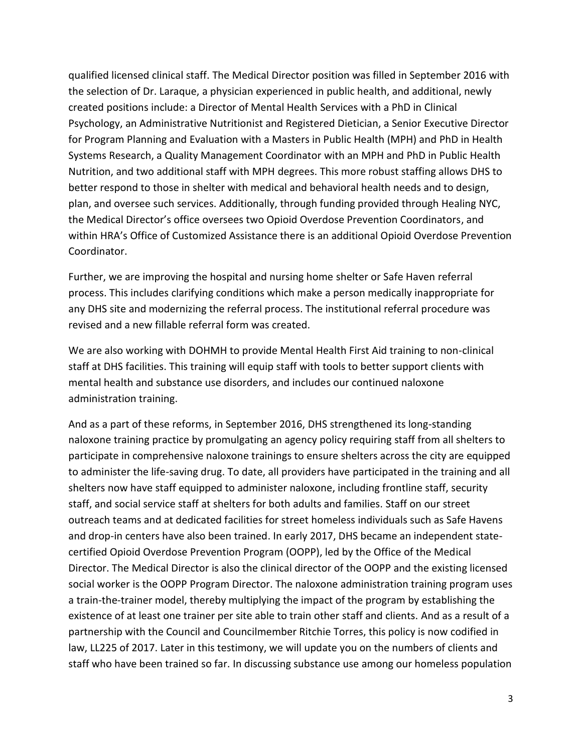qualified licensed clinical staff. The Medical Director position was filled in September 2016 with the selection of Dr. Laraque, a physician experienced in public health, and additional, newly created positions include: a Director of Mental Health Services with a PhD in Clinical Psychology, an Administrative Nutritionist and Registered Dietician, a Senior Executive Director for Program Planning and Evaluation with a Masters in Public Health (MPH) and PhD in Health Systems Research, a Quality Management Coordinator with an MPH and PhD in Public Health Nutrition, and two additional staff with MPH degrees. This more robust staffing allows DHS to better respond to those in shelter with medical and behavioral health needs and to design, plan, and oversee such services. Additionally, through funding provided through Healing NYC, the Medical Director's office oversees two Opioid Overdose Prevention Coordinators, and within HRA's Office of Customized Assistance there is an additional Opioid Overdose Prevention Coordinator.

Further, we are improving the hospital and nursing home shelter or Safe Haven referral process. This includes clarifying conditions which make a person medically inappropriate for any DHS site and modernizing the referral process. The institutional referral procedure was revised and a new fillable referral form was created.

We are also working with DOHMH to provide Mental Health First Aid training to non-clinical staff at DHS facilities. This training will equip staff with tools to better support clients with mental health and substance use disorders, and includes our continued naloxone administration training.

And as a part of these reforms, in September 2016, DHS strengthened its long-standing naloxone training practice by promulgating an agency policy requiring staff from all shelters to participate in comprehensive naloxone trainings to ensure shelters across the city are equipped to administer the life-saving drug. To date, all providers have participated in the training and all shelters now have staff equipped to administer naloxone, including frontline staff, security staff, and social service staff at shelters for both adults and families. Staff on our street outreach teams and at dedicated facilities for street homeless individuals such as Safe Havens and drop-in centers have also been trained. In early 2017, DHS became an independent state-certified Opioid Overdose Prevention Program (OOPP), led by the Office of the Medical Director. The Medical Director is also the clinical director of the OOPP and the existing licensed social worker is the OOPP Program Director. The naloxone administration training program uses a train-the-trainer model, thereby multiplying the impact of the program by establishing the existence of at least one trainer per site able to train other staff and clients. And as a result of a partnership with the Council and Councilmember Ritchie Torres, this policy is now codified in law, LL225 of 2017. Later in this testimony, we will update you on the numbers of clients and staff who have been trained so far. In discussing substance use among our homeless population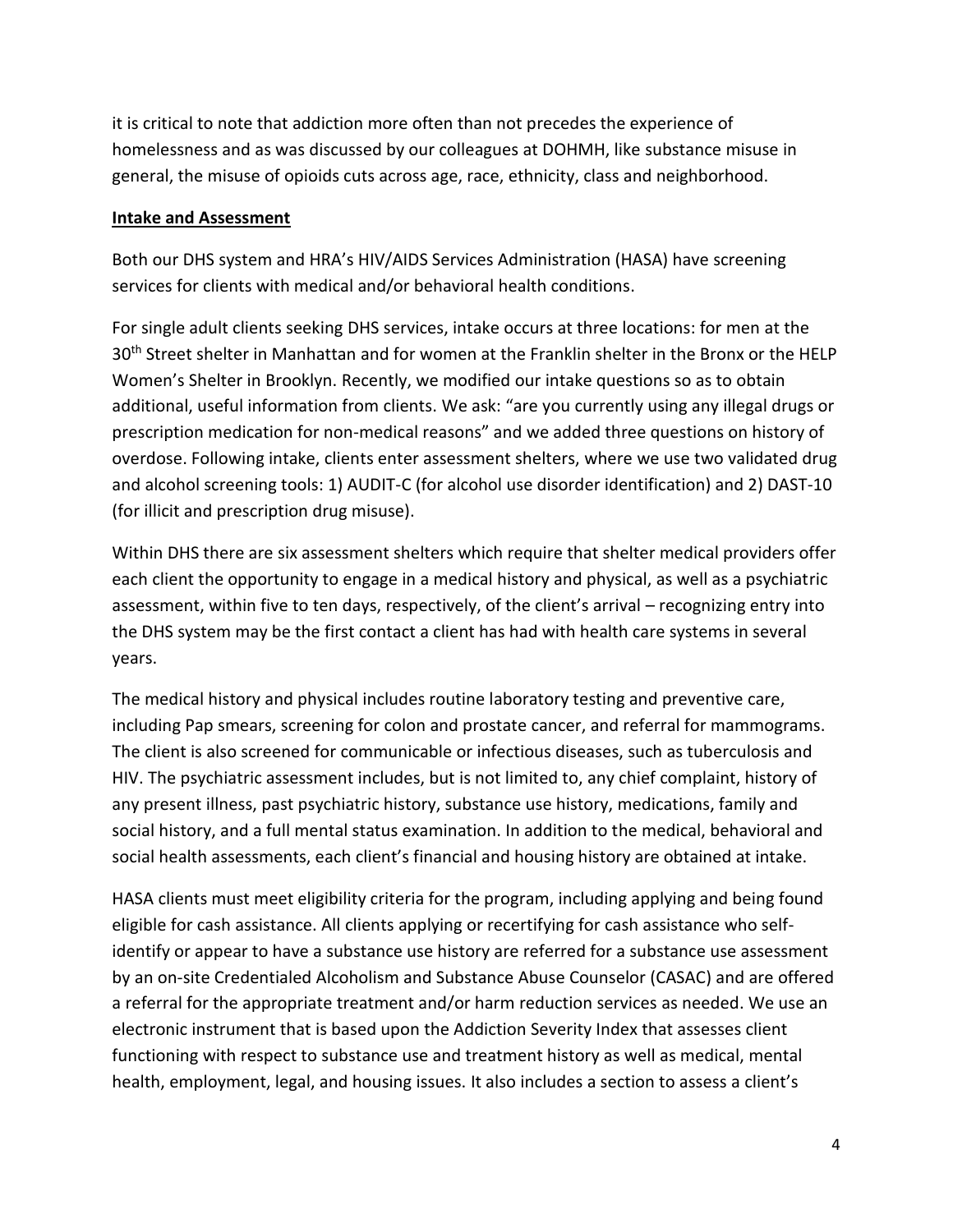it is critical to note that addiction more often than not precedes the experience of homelessness and as was discussed by our colleagues at DOHMH, like substance misuse in general, the misuse of opioids cuts across age, race, ethnicity, class and neighborhood.

**Intake and Assessment**

Both our DHS system and HRA's HIV/AIDS Services Administration (HASA) have screening services for clients with medical and/or behavioral health conditions.

For single adult clients seeking DHS services, intake occurs at three locations: for men at the 30th Street shelter in Manhattan and for women at the Franklin shelter in the Bronx or the HELP Women's Shelter in Brooklyn. Recently, we modified our intake questions so as to obtain additional, useful information from clients. We ask: "are you currently using any illegal drugs or prescription medication for non-medical reasons" and we added three questions on history of overdose. Following intake, clients enter assessment shelters, where we use two validated drug and alcohol screening tools: 1) AUDIT-C (for alcohol use disorder identification) and 2) DAST-10 (for illicit and prescription drug misuse).

Within DHS there are six assessment shelters which require that shelter medical providers offer each client the opportunity to engage in a medical history and physical, as well as a psychiatric assessment, within five to ten days, respectively, of the client's arrival – recognizing entry into the DHS system may be the first contact a client has had with health care systems in several years.

The medical history and physical includes routine laboratory testing and preventive care, including Pap smears, screening for colon and prostate cancer, and referral for mammograms. The client is also screened for communicable or infectious diseases, such as tuberculosis and HIV. The psychiatric assessment includes, but is not limited to, any chief complaint, history of any present illness, past psychiatric history, substance use history, medications, family and social history, and a full mental status examination. In addition to the medical, behavioral and social health assessments, each client's financial and housing history are obtained at intake.

HASA clients must meet eligibility criteria for the program, including applying and being found eligible for cash assistance. All clients applying or recertifying for cash assistance who self-identify or appear to have a substance use history are referred for a substance use assessment by an on-site Credentialed Alcoholism and Substance Abuse Counselor (CASAC) and are offered a referral for the appropriate treatment and/or harm reduction services as needed. We use an electronic instrument that is based upon the Addiction Severity Index that assesses client functioning with respect to substance use and treatment history as well as medical, mental health, employment, legal, and housing issues. It also includes a section to assess a client's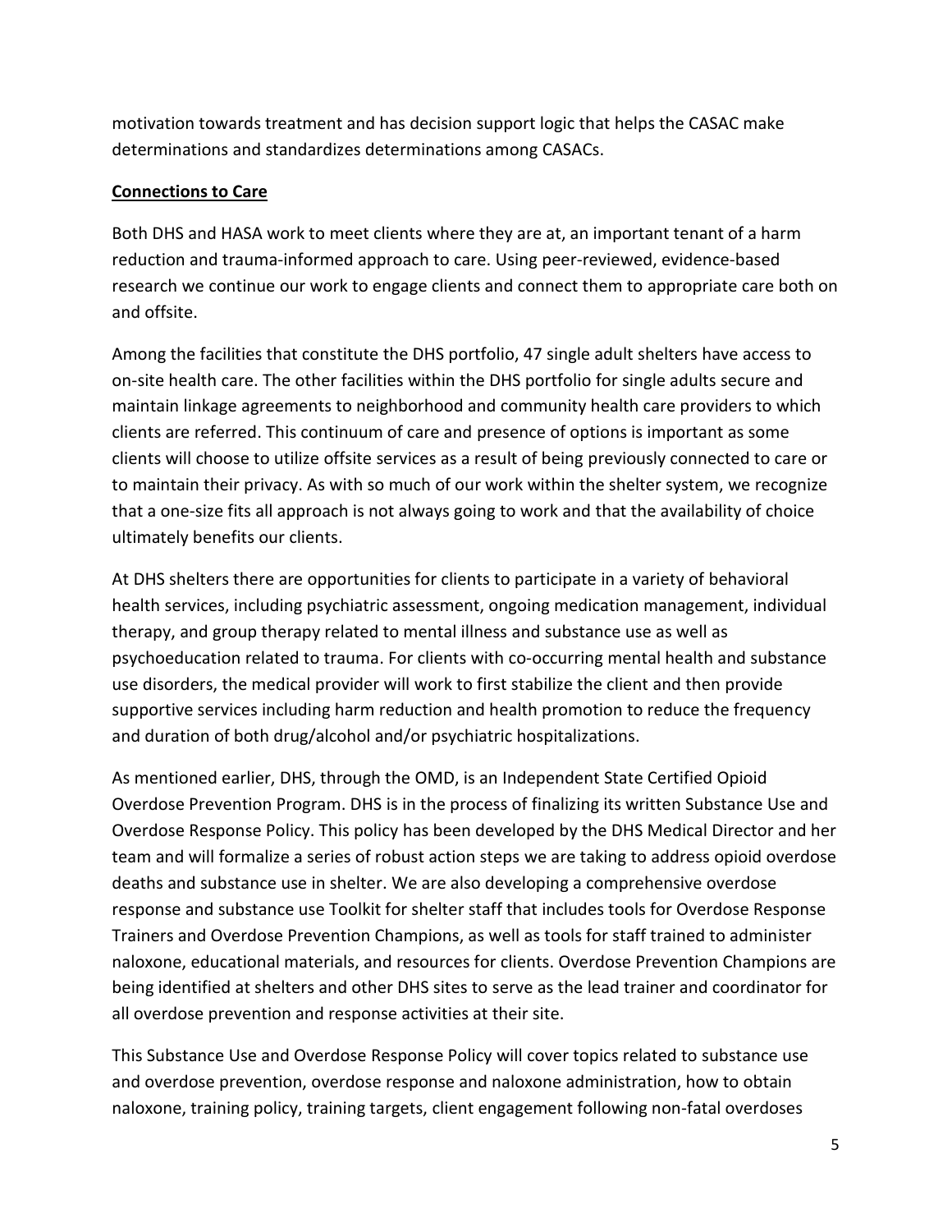motivation towards treatment and has decision support logic that helps the CASAC make determinations and standardizes determinations among CASACs.

## **Connections to Care**

Both DHS and HASA work to meet clients where they are at, an important tenant of a harm reduction and trauma-informed approach to care. Using peer-reviewed, evidence-based research we continue our work to engage clients and connect them to appropriate care both on and offsite.

Among the facilities that constitute the DHS portfolio, 47 single adult shelters have access to on-site health care. The other facilities within the DHS portfolio for single adults secure and maintain linkage agreements to neighborhood and community health care providers to which clients are referred. This continuum of care and presence of options is important as some clients will choose to utilize offsite services as a result of being previously connected to care or to maintain their privacy. As with so much of our work within the shelter system, we recognize that a one-size fits all approach is not always going to work and that the availability of choice ultimately benefits our clients.

At DHS shelters there are opportunities for clients to participate in a variety of behavioral health services, including psychiatric assessment, ongoing medication management, individual therapy, and group therapy related to mental illness and substance use as well as psychoeducation related to trauma. For clients with co-occurring mental health and substance use disorders, the medical provider will work to first stabilize the client and then provide supportive services including harm reduction and health promotion to reduce the frequency and duration of both drug/alcohol and/or psychiatric hospitalizations.

As mentioned earlier, DHS, through the OMD, is an Independent State Certified Opioid Overdose Prevention Program. DHS is in the process of finalizing its written Substance Use and Overdose Response Policy. This policy has been developed by the DHS Medical Director and her team and will formalize a series of robust action steps we are taking to address opioid overdose deaths and substance use in shelter. We are also developing a comprehensive overdose response and substance use Toolkit for shelter staff that includes tools for Overdose Response Trainers and Overdose Prevention Champions, as well as tools for staff trained to administer naloxone, educational materials, and resources for clients. Overdose Prevention Champions are being identified at shelters and other DHS sites to serve as the lead trainer and coordinator for all overdose prevention and response activities at their site.

This Substance Use and Overdose Response Policy will cover topics related to substance use and overdose prevention, overdose response and naloxone administration, how to obtain naloxone, training policy, training targets, client engagement following non-fatal overdoses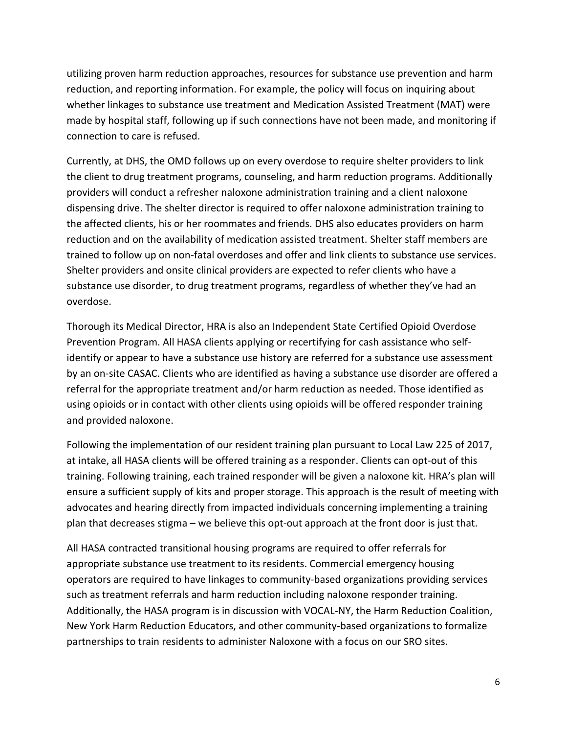utilizing proven harm reduction approaches, resources for substance use prevention and harm reduction, and reporting information. For example, the policy will focus on inquiring about whether linkages to substance use treatment and Medication Assisted Treatment (MAT) were made by hospital staff, following up if such connections have not been made, and monitoring if connection to care is refused.

Currently, at DHS, the OMD follows up on every overdose to require shelter providers to link the client to drug treatment programs, counseling, and harm reduction programs. Additionally providers will conduct a refresher naloxone administration training and a client naloxone dispensing drive. The shelter director is required to offer naloxone administration training to the affected clients, his or her roommates and friends. DHS also educates providers on harm reduction and on the availability of medication assisted treatment. Shelter staff members are trained to follow up on non-fatal overdoses and offer and link clients to substance use services. Shelter providers and onsite clinical providers are expected to refer clients who have a substance use disorder, to drug treatment programs, regardless of whether they've had an overdose.

Thorough its Medical Director, HRA is also an Independent State Certified Opioid Overdose Prevention Program. All HASA clients applying or recertifying for cash assistance who self-identify or appear to have a substance use history are referred for a substance use assessment by an on-site CASAC. Clients who are identified as having a substance use disorder are offered a referral for the appropriate treatment and/or harm reduction as needed. Those identified as using opioids or in contact with other clients using opioids will be offered responder training and provided naloxone.

Following the implementation of our resident training plan pursuant to Local Law 225 of 2017, at intake, all HASA clients will be offered training as a responder. Clients can opt-out of this training. Following training, each trained responder will be given a naloxone kit. HRA's plan will ensure a sufficient supply of kits and proper storage. This approach is the result of meeting with advocates and hearing directly from impacted individuals concerning implementing a training plan that decreases stigma – we believe this opt-out approach at the front door is just that.

All HASA contracted transitional housing programs are required to offer referrals for appropriate substance use treatment to its residents. Commercial emergency housing operators are required to have linkages to community-based organizations providing services such as treatment referrals and harm reduction including naloxone responder training. Additionally, the HASA program is in discussion with VOCAL-NY, the Harm Reduction Coalition, New York Harm Reduction Educators, and other community-based organizations to formalize partnerships to train residents to administer Naloxone with a focus on our SRO sites.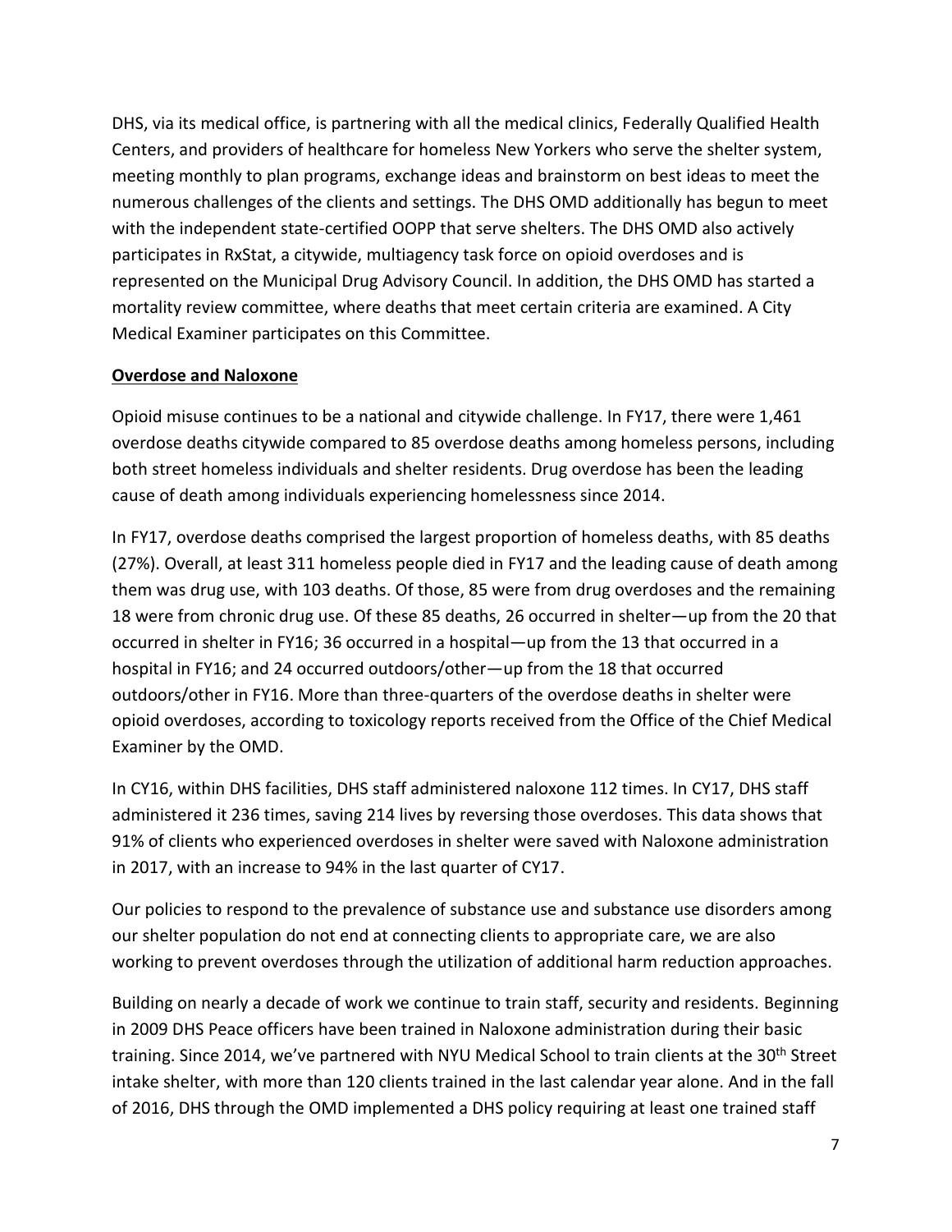DHS, via its medical office, is partnering with all the medical clinics, Federally Qualified Health Centers, and providers of healthcare for homeless New Yorkers who serve the shelter system, meeting monthly to plan programs, exchange ideas and brainstorm on best ideas to meet the numerous challenges of the clients and settings. The DHS OMD additionally has begun to meet with the independent state-certified OOPP that serve shelters. The DHS OMD also actively participates in RxStat, a citywide, multiagency task force on opioid overdoses and is represented on the Municipal Drug Advisory Council. In addition, the DHS OMD has started a mortality review committee, where deaths that meet certain criteria are examined. A City Medical Examiner participates on this Committee.

**Overdose and Naloxone**

Opioid misuse continues to be a national and citywide challenge. In FY17, there were 1,461 overdose deaths citywide compared to 85 overdose deaths among homeless persons, including both street homeless individuals and shelter residents. Drug overdose has been the leading cause of death among individuals experiencing homelessness since 2014.

In FY17, overdose deaths comprised the largest proportion of homeless deaths, with 85 deaths (27%). Overall, at least 311 homeless people died in FY17 and the leading cause of death among them was drug use, with 103 deaths. Of those, 85 were from drug overdoses and the remaining 18 were from chronic drug use. Of these 85 deaths, 26 occurred in shelter—up from the 20 that occurred in shelter in FY16; 36 occurred in a hospital—up from the 13 that occurred in a hospital in FY16; and 24 occurred outdoors/other—up from the 18 that occurred outdoors/other in FY16. More than three-quarters of the overdose deaths in shelter were opioid overdoses, according to toxicology reports received from the Office of the Chief Medical Examiner by the OMD.

In CY16, within DHS facilities, DHS staff administered naloxone 112 times. In CY17, DHS staff administered it 236 times, saving 214 lives by reversing those overdoses. This data shows that 91% of clients who experienced overdoses in shelter were saved with Naloxone administration in 2017, with an increase to 94% in the last quarter of CY17.

Our policies to respond to the prevalence of substance use and substance use disorders among our shelter population do not end at connecting clients to appropriate care, we are also working to prevent overdoses through the utilization of additional harm reduction approaches.

Building on nearly a decade of work we continue to train staff, security and residents. Beginning in 2009 DHS Peace officers have been trained in Naloxone administration during their basic training. Since 2014, we've partnered with NYU Medical School to train clients at the 30th Street intake shelter, with more than 120 clients trained in the last calendar year alone. And in the fall of 2016, DHS through the OMD implemented a DHS policy requiring at least one trained staff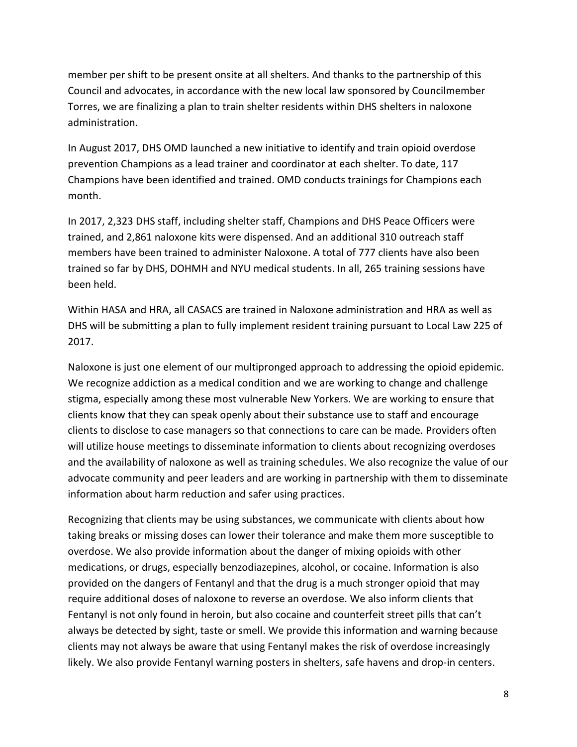member per shift to be present onsite at all shelters. And thanks to the partnership of this Council and advocates, in accordance with the new local law sponsored by Councilmember Torres, we are finalizing a plan to train shelter residents within DHS shelters in naloxone administration.

In August 2017, DHS OMD launched a new initiative to identify and train opioid overdose prevention Champions as a lead trainer and coordinator at each shelter. To date, 117 Champions have been identified and trained. OMD conducts trainings for Champions each month.

In 2017, 2,323 DHS staff, including shelter staff, Champions and DHS Peace Officers were trained, and 2,861 naloxone kits were dispensed. And an additional 310 outreach staff members have been trained to administer Naloxone. A total of 777 clients have also been trained so far by DHS, DOHMH and NYU medical students. In all, 265 training sessions have been held.

Within HASA and HRA, all CASACS are trained in Naloxone administration and HRA as well as DHS will be submitting a plan to fully implement resident training pursuant to Local Law 225 of 2017.

Naloxone is just one element of our multipronged approach to addressing the opioid epidemic. We recognize addiction as a medical condition and we are working to change and challenge stigma, especially among these most vulnerable New Yorkers. We are working to ensure that clients know that they can speak openly about their substance use to staff and encourage clients to disclose to case managers so that connections to care can be made. Providers often will utilize house meetings to disseminate information to clients about recognizing overdoses and the availability of naloxone as well as training schedules. We also recognize the value of our advocate community and peer leaders and are working in partnership with them to disseminate information about harm reduction and safer using practices.

Recognizing that clients may be using substances, we communicate with clients about how taking breaks or missing doses can lower their tolerance and make them more susceptible to overdose. We also provide information about the danger of mixing opioids with other medications, or drugs, especially benzodiazepines, alcohol, or cocaine. Information is also provided on the dangers of Fentanyl and that the drug is a much stronger opioid that may require additional doses of naloxone to reverse an overdose. We also inform clients that Fentanyl is not only found in heroin, but also cocaine and counterfeit street pills that can't always be detected by sight, taste or smell. We provide this information and warning because clients may not always be aware that using Fentanyl makes the risk of overdose increasingly likely. We also provide Fentanyl warning posters in shelters, safe havens and drop-in centers.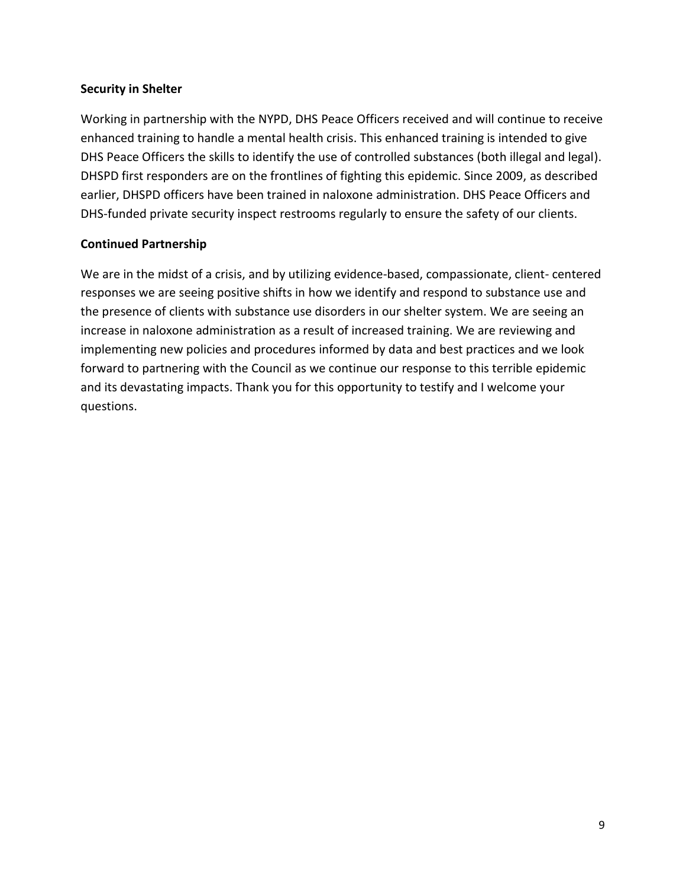**Security in Shelter**

Working in partnership with the NYPD, DHS Peace Officers received and will continue to receive enhanced training to handle a mental health crisis. This enhanced training is intended to give DHS Peace Officers the skills to identify the use of controlled substances (both illegal and legal). DHSPD first responders are on the frontlines of fighting this epidemic. Since 2009, as described earlier, DHSPD officers have been trained in naloxone administration. DHS Peace Officers and DHS-funded private security inspect restrooms regularly to ensure the safety of our clients.

**Continued Partnership**

We are in the midst of a crisis, and by utilizing evidence-based, compassionate, client- centered responses we are seeing positive shifts in how we identify and respond to substance use and the presence of clients with substance use disorders in our shelter system. We are seeing an increase in naloxone administration as a result of increased training. We are reviewing and implementing new policies and procedures informed by data and best practices and we look forward to partnering with the Council as we continue our response to this terrible epidemic and its devastating impacts. Thank you for this opportunity to testify and I welcome your questions.